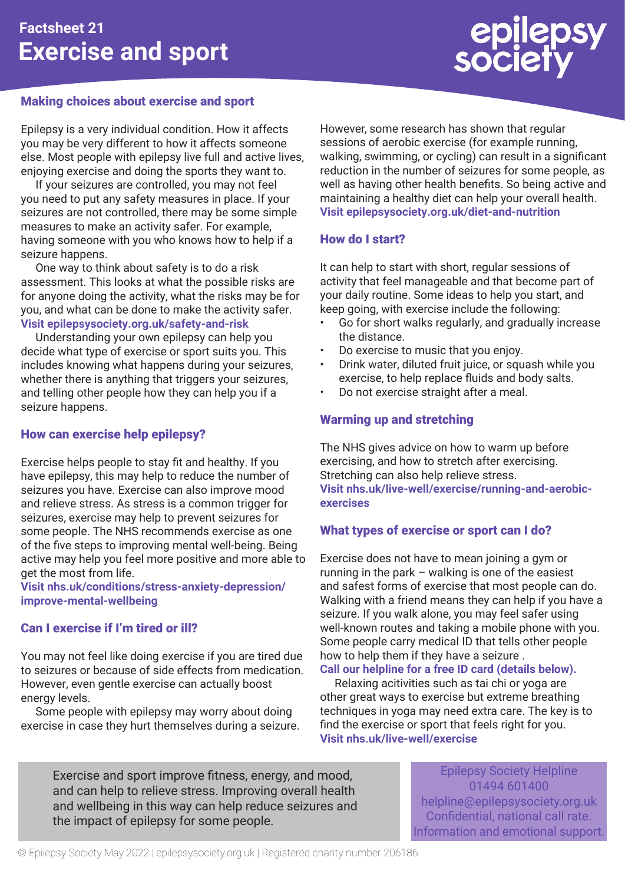Factsheet 21

# Exercise and sport

## Making choices about exercise and sport

Epilepsy is a very individual condition. How it affects you may be very different to how it affects someone else. Most people with epilepsy live full and active lives, enjoying exercise and doing the sports they want to.

If your seizures are controlled, you may not feel you need to put any safety measures in place. If your seizures are not controlled, there may be some simple measures to make an activity safer. For example, having someone with you who knows how to help if a seizure happens.

One way to think about safety is to do a risk assessment. This looks at what the possible risks are for anyone doing the activity, what the risks may be for you, and what can be done to make the activity safer. **Visit epilepsysociety.org.uk/safety-and-risk**

Understanding your own epilepsy can help you decide what type of exercise or sport suits you. This includes knowing what happens during your seizures, whether there is anything that triggers your seizures, and telling other people how they can help you if a seizure happens.

## How can exercise help epilepsy?

Exercise helps people to stay fit and healthy. If you have epilepsy, this may help to reduce the number of seizures you have. Exercise can also improve mood and relieve stress. As stress is a common trigger for seizures, exercise may help to prevent seizures for some people. The NHS recommends exercise as one of the five steps to improving mental well-being. Being active may help you feel more positive and more able to get the most from life.

**Visit nhs.uk/conditions/stress-anxiety-depression/improve-mental-wellbeing**

## Can I exercise if I'm tired or ill?

You may not feel like doing exercise if you are tired due to seizures or because of side effects from medication. However, even gentle exercise can actually boost energy levels.

Some people with epilepsy may worry about doing exercise in case they hurt themselves during a seizure. However, some research has shown that regular sessions of aerobic exercise (for example running, walking, swimming, or cycling) can result in a significant reduction in the number of seizures for some people, as well as having other health benefits. So being active and maintaining a healthy diet can help your overall health. **Visit epilepsysociety.org.uk/diet-and-nutrition**

## How do I start?

It can help to start with short, regular sessions of activity that feel manageable and that become part of your daily routine. Some ideas to help you start, and keep going, with exercise include the following:

- Go for short walks regularly, and gradually increase the distance.
- Do exercise to music that you enjoy.
- Drink water, diluted fruit juice, or squash while you exercise, to help replace fluids and body salts.
- Do not exercise straight after a meal.

## Warming up and stretching

The NHS gives advice on how to warm up before exercising, and how to stretch after exercising. Stretching can also help relieve stress.

**Visit nhs.uk/live-well/exercise/running-and-aerobic-exercises**

## What types of exercise or sport can I do?

Exercise does not have to mean joining a gym or running in the park – walking is one of the easiest and safest forms of exercise that most people can do. Walking with a friend means they can help if you have a seizure. If you walk alone, you may feel safer using well-known routes and taking a mobile phone with you. Some people carry medical ID that tells other people how to help them if they have a seizure .

**Call our helpline for a free ID card (details below).**

Relaxing acitivities such as tai chi or yoga are other great ways to exercise but extreme breathing techniques in yoga may need extra care. The key is to find the exercise or sport that feels right for you.

**Visit nhs.uk/live-well/exercise**

Exercise and sport improve fitness, energy, and mood, and can help to relieve stress. Improving overall health and wellbeing in this way can help reduce seizures and the impact of epilepsy for some people.

Epilepsy Society Helpline
01494 601400
helpline@epilepsysociety.org.uk
Confidential, national call rate.
Information and emotional support.

© Epilepsy Society May 2022 | epilepsysociety.org.uk | Registered charity number 206186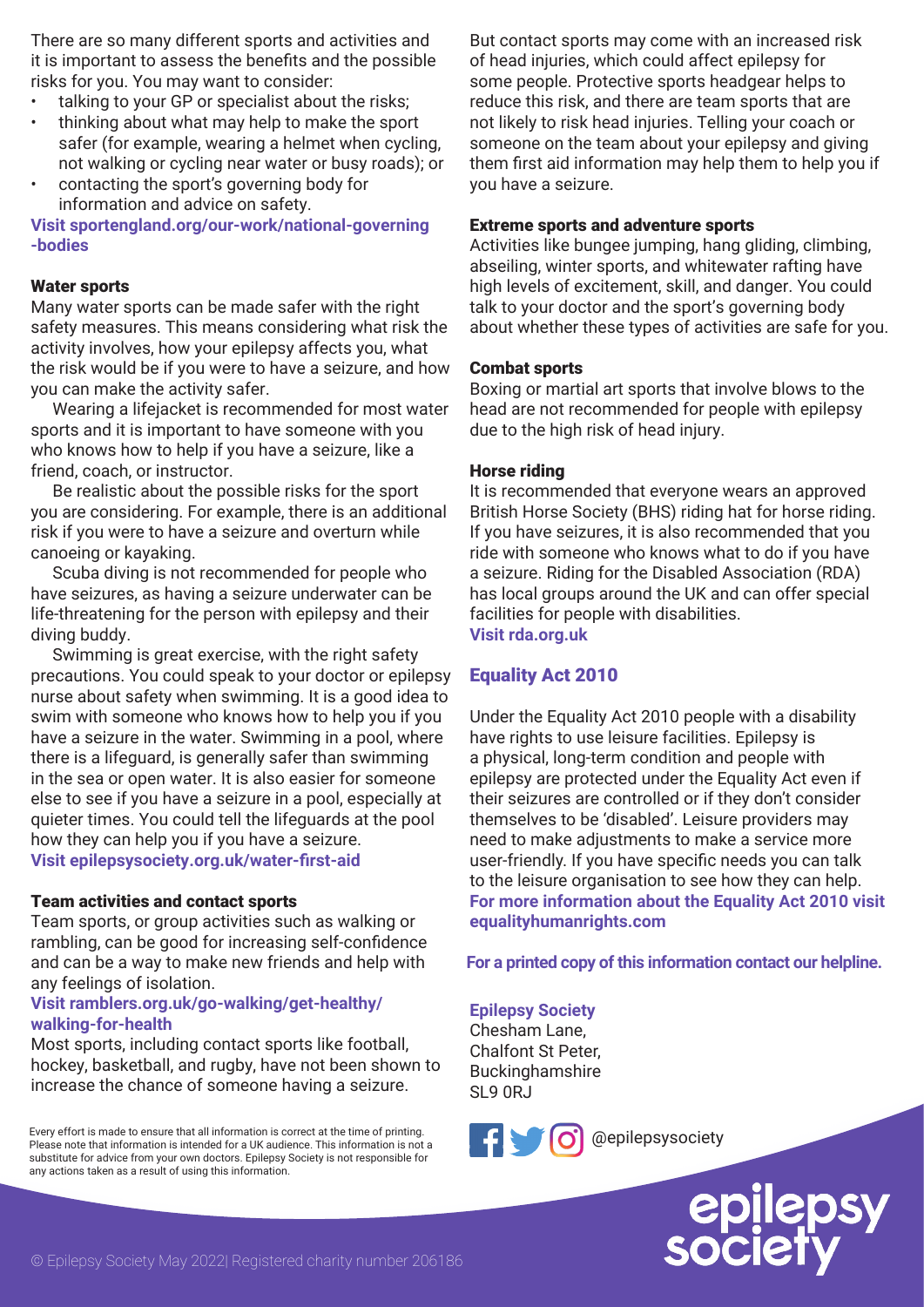There are so many different sports and activities and it is important to assess the benefits and the possible risks for you. You may want to consider:

- talking to your GP or specialist about the risks;
- thinking about what may help to make the sport safer (for example, wearing a helmet when cycling, not walking or cycling near water or busy roads); or
- contacting the sport's governing body for information and advice on safety.

**Visit sportengland.org/our-work/national-governing-bodies**

### Water sports

Many water sports can be made safer with the right safety measures. This means considering what risk the activity involves, how your epilepsy affects you, what the risk would be if you were to have a seizure, and how you can make the activity safer.

Wearing a lifejacket is recommended for most water sports and it is important to have someone with you who knows how to help if you have a seizure, like a friend, coach, or instructor.

Be realistic about the possible risks for the sport you are considering. For example, there is an additional risk if you were to have a seizure and overturn while canoeing or kayaking.

Scuba diving is not recommended for people who have seizures, as having a seizure underwater can be life-threatening for the person with epilepsy and their diving buddy.

Swimming is great exercise, with the right safety precautions. You could speak to your doctor or epilepsy nurse about safety when swimming. It is a good idea to swim with someone who knows how to help you if you have a seizure in the water. Swimming in a pool, where there is a lifeguard, is generally safer than swimming in the sea or open water. It is also easier for someone else to see if you have a seizure in a pool, especially at quieter times. You could tell the lifeguards at the pool how they can help you if you have a seizure.

**Visit epilepsysociety.org.uk/water-first-aid**

### Team activities and contact sports

Team sports, or group activities such as walking or rambling, can be good for increasing self-confidence and can be a way to make new friends and help with any feelings of isolation.

**Visit ramblers.org.uk/go-walking/get-healthy/walking-for-health**

Most sports, including contact sports like football, hockey, basketball, and rugby, have not been shown to increase the chance of someone having a seizure.

But contact sports may come with an increased risk of head injuries, which could affect epilepsy for some people. Protective sports headgear helps to reduce this risk, and there are team sports that are not likely to risk head injuries. Telling your coach or someone on the team about your epilepsy and giving them first aid information may help them to help you if you have a seizure.

### Extreme sports and adventure sports

Activities like bungee jumping, hang gliding, climbing, abseiling, winter sports, and whitewater rafting have high levels of excitement, skill, and danger. You could talk to your doctor and the sport's governing body about whether these types of activities are safe for you.

### Combat sports

Boxing or martial art sports that involve blows to the head are not recommended for people with epilepsy due to the high risk of head injury.

### Horse riding

It is recommended that everyone wears an approved British Horse Society (BHS) riding hat for horse riding. If you have seizures, it is also recommended that you ride with someone who knows what to do if you have a seizure. Riding for the Disabled Association (RDA) has local groups around the UK and can offer special facilities for people with disabilities.

**Visit rda.org.uk**

## Equality Act 2010

Under the Equality Act 2010 people with a disability have rights to use leisure facilities. Epilepsy is a physical, long-term condition and people with epilepsy are protected under the Equality Act even if their seizures are controlled or if they don't consider themselves to be 'disabled'. Leisure providers may need to make adjustments to make a service more user-friendly. If you have specific needs you can talk to the leisure organisation to see how they can help.

**For more information about the Equality Act 2010 visit equalityhumanrights.com**

**For a printed copy of this information contact our helpline.**

**Epilepsy Society**
Chesham Lane,
Chalfont St Peter,
Buckinghamshire
SL9 0RJ

@epilepsysociety

Every effort is made to ensure that all information is correct at the time of printing. Please note that information is intended for a UK audience. This information is not a substitute for advice from your own doctors. Epilepsy Society is not responsible for any actions taken as a result of using this information.

© Epilepsy Society May 2022| Registered charity number 206186